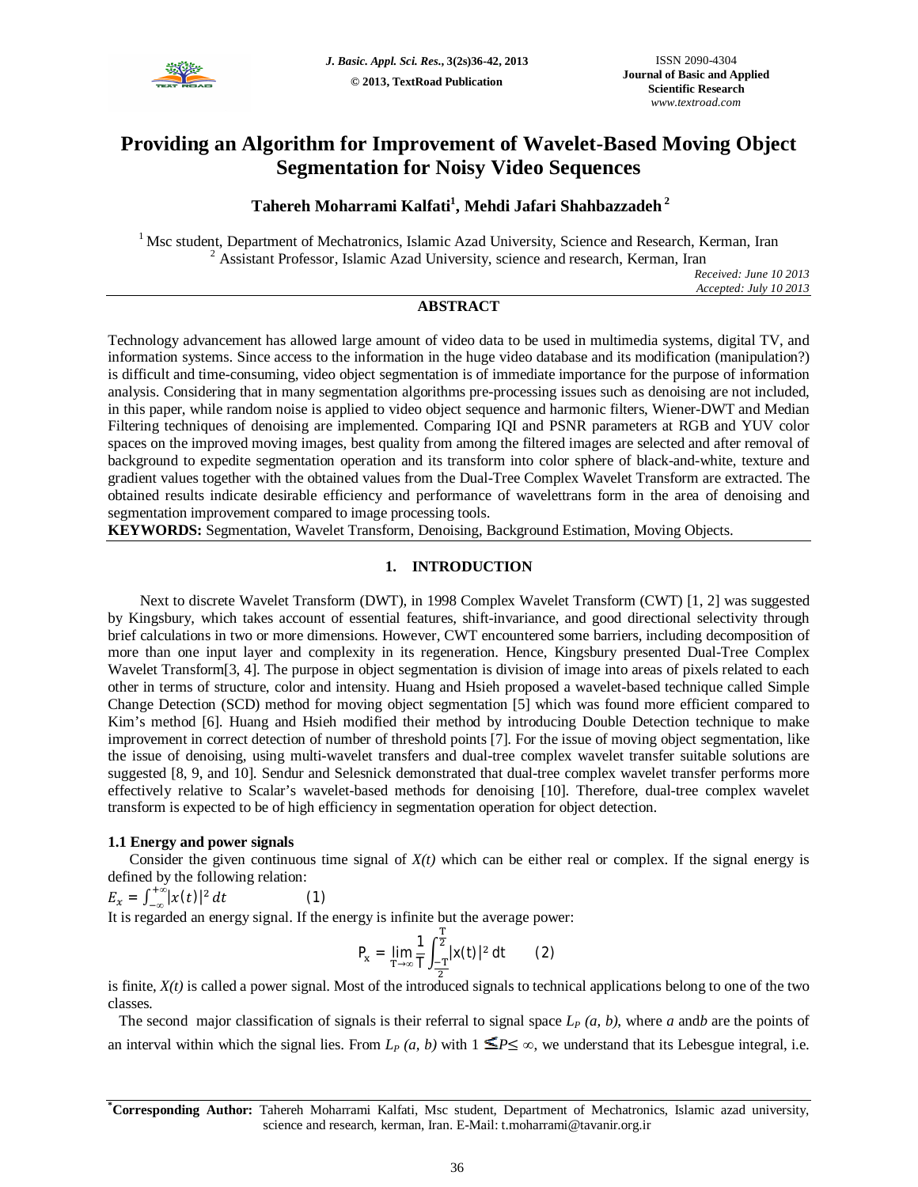# Providing an Algorithm for Improvement of Wavelet-Based Moving Object Segmentation for Noisy Video Sequences

**Tahereh Moharrami Kalfati[1], Mehdi Jafari Shahbazzadeh [2]**

[1] Msc student, Department of Mechatronics, Islamic Azad University, Science and Research, Kerman, Iran
[2] Assistant Professor, Islamic Azad University, science and research, Kerman, Iran

*Received: June 10 2013*
*Accepted: July 10 2013*

## ABSTRACT

Technology advancement has allowed large amount of video data to be used in multimedia systems, digital TV, and information systems. Since access to the information in the huge video database and its modification (manipulation?) is difficult and time-consuming, video object segmentation is of immediate importance for the purpose of information analysis. Considering that in many segmentation algorithms pre-processing issues such as denoising are not included, in this paper, while random noise is applied to video object sequence and harmonic filters, Wiener-DWT and Median Filtering techniques of denoising are implemented. Comparing IQI and PSNR parameters at RGB and YUV color spaces on the improved moving images, best quality from among the filtered images are selected and after removal of background to expedite segmentation operation and its transform into color sphere of black-and-white, texture and gradient values together with the obtained values from the Dual-Tree Complex Wavelet Transform are extracted. The obtained results indicate desirable efficiency and performance of wavelettrans form in the area of denoising and segmentation improvement compared to image processing tools.

**KEYWORDS:** Segmentation, Wavelet Transform, Denoising, Background Estimation, Moving Objects.

## 1. INTRODUCTION

Next to discrete Wavelet Transform (DWT), in 1998 Complex Wavelet Transform (CWT) [1, 2] was suggested by Kingsbury, which takes account of essential features, shift-invariance, and good directional selectivity through brief calculations in two or more dimensions. However, CWT encountered some barriers, including decomposition of more than one input layer and complexity in its regeneration. Hence, Kingsbury presented Dual-Tree Complex Wavelet Transform[3, 4]. The purpose in object segmentation is division of image into areas of pixels related to each other in terms of structure, color and intensity. Huang and Hsieh proposed a wavelet-based technique called Simple Change Detection (SCD) method for moving object segmentation [5] which was found more efficient compared to Kim's method [6]. Huang and Hsieh modified their method by introducing Double Detection technique to make improvement in correct detection of number of threshold points [7]. For the issue of moving object segmentation, like the issue of denoising, using multi-wavelet transfers and dual-tree complex wavelet transfer suitable solutions are suggested [8, 9, and 10]. Sendur and Selesnick demonstrated that dual-tree complex wavelet transfer performs more effectively relative to Scalar's wavelet-based methods for denoising [10]. Therefore, dual-tree complex wavelet transform is expected to be of high efficiency in segmentation operation for object detection.

### 1.1 Energy and power signals

Consider the given continuous time signal of $X(t)$ which can be either real or complex. If the signal energy is defined by the following relation:

$$E_x = \int_{-\infty}^{+\infty} |x(t)|^2\, dt \qquad (1)$$

It is regarded an energy signal. If the energy is infinite but the average power:

$$P_x = \lim_{T\to\infty} \frac{1}{T} \int_{-\frac{T}{2}}^{\frac{T}{2}} |x(t)|^2\, dt \qquad (2)$$

is finite, $X(t)$ is called a power signal. Most of the introduced signals to technical applications belong to one of the two classes.

The second major classification of signals is their referral to signal space $L_P(a, b)$, where $a$ and $b$ are the points of an interval within which the signal lies. From $L_P(a, b)$ with $1 \leq P \leq \infty$, we understand that its Lebesgue integral, i.e.

**\*Corresponding Author:** Tahereh Moharrami Kalfati, Msc student, Department of Mechatronics, Islamic azad university, science and research, kerman, Iran. E-Mail: t.moharrami@tavanir.org.ir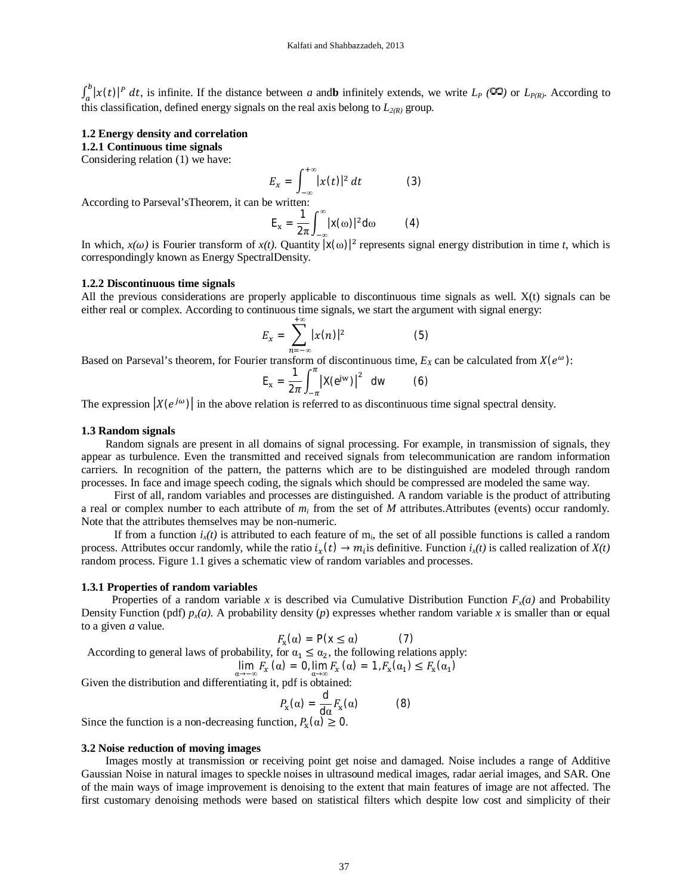$\int_a^b |x(t)|^P \, dt$, is infinite. If the distance between *a* and**b** infinitely extends, we write $L_P(\infty)$ or $L_{P(R)}$. According to this classification, defined energy signals on the real axis belong to $L_{2(R)}$ group.

### 1.2 Energy density and correlation

#### 1.2.1 Continuous time signals

Considering relation (1) we have:

$$E_x = \int_{-\infty}^{+\infty} |x(t)|^2 \, dt \qquad (3)$$

According to Parseval'sTheorem, it can be written:

$$E_x = \frac{1}{2\pi}\int_{-\infty}^{\infty} |x(\omega)|^2 d\omega \qquad (4)$$

In which, $x(\omega)$ is Fourier transform of $x(t)$. Quantity $|x(\omega)|^2$ represents signal energy distribution in time *t*, which is correspondingly known as Energy SpectralDensity.

#### 1.2.2 Discontinuous time signals

All the previous considerations are properly applicable to discontinuous time signals as well. X(t) signals can be either real or complex. According to continuous time signals, we start the argument with signal energy:

$$E_x = \sum_{n=-\infty}^{+\infty} |x(n)|^2 \qquad (5)$$

Based on Parseval's theorem, for Fourier transform of discontinuous time, $E_X$ can be calculated from $X(e^{\omega})$:

$$E_x = \frac{1}{2\pi}\int_{-\pi}^{\pi} \left|X(e^{jw})\right|^2 \, dw \qquad (6)$$

The expression $\left|X(e^{j\omega})\right|$ in the above relation is referred to as discontinuous time signal spectral density.

### 1.3 Random signals

Random signals are present in all domains of signal processing. For example, in transmission of signals, they appear as turbulence. Even the transmitted and received signals from telecommunication are random information carriers. In recognition of the pattern, the patterns which are to be distinguished are modeled through random processes. In face and image speech coding, the signals which should be compressed are modeled the same way.

First of all, random variables and processes are distinguished. A random variable is the product of attributing a real or complex number to each attribute of $m_i$ from the set of *M* attributes.Attributes (events) occur randomly. Note that the attributes themselves may be non-numeric.

If from a function $i_x(t)$ is attributed to each feature of $m_i$, the set of all possible functions is called a random process. Attributes occur randomly, while the ratio $i_x(t) \rightarrow m_i$is definitive. Function $i_x(t)$ is called realization of $X(t)$ random process. Figure 1.1 gives a schematic view of random variables and processes.

#### 1.3.1 Properties of random variables

Properties of a random variable *x* is described via Cumulative Distribution Function $F_x(a)$ and Probability Density Function (pdf) $p_x(a)$. A probability density (*p*) expresses whether random variable *x* is smaller than or equal to a given *a* value.

$$F_x(\alpha) = P(x \leq \alpha) \qquad (7)$$

According to general laws of probability, for $\alpha_1 \leq \alpha_2$, the following relations apply:

$$\lim_{\alpha\rightarrow-\infty} F_x(\alpha) = 0, \lim_{\alpha\rightarrow\infty} F_x(\alpha) = 1, F_x(\alpha_1) \leq F_x(\alpha_1)$$

Given the distribution and differentiating it, pdf is obtained:

$$P_x(\alpha) = \frac{d}{d\alpha}F_x(\alpha) \qquad (8)$$

Since the function is a non-decreasing function, $P_x(\alpha) \geq 0$.

### 3.2 Noise reduction of moving images

Images mostly at transmission or receiving point get noise and damaged. Noise includes a range of Additive Gaussian Noise in natural images to speckle noises in ultrasound medical images, radar aerial images, and SAR. One of the main ways of image improvement is denoising to the extent that main features of image are not affected. The first customary denoising methods were based on statistical filters which despite low cost and simplicity of their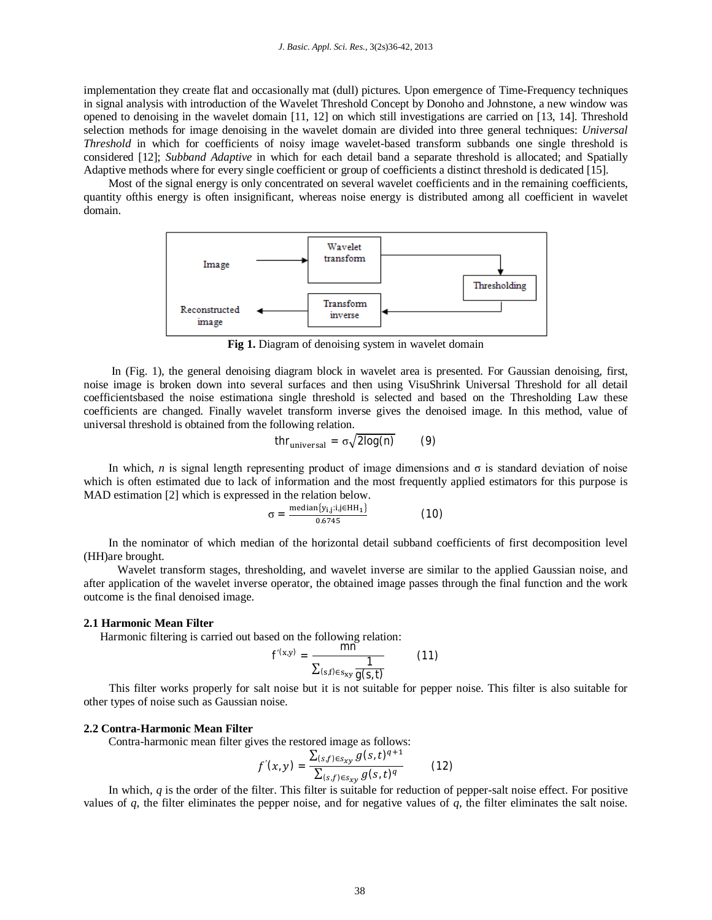implementation they create flat and occasionally mat (dull) pictures. Upon emergence of Time-Frequency techniques in signal analysis with introduction of the Wavelet Threshold Concept by Donoho and Johnstone, a new window was opened to denoising in the wavelet domain [11, 12] on which still investigations are carried on [13, 14]. Threshold selection methods for image denoising in the wavelet domain are divided into three general techniques: *Universal Threshold* in which for coefficients of noisy image wavelet-based transform subbands one single threshold is considered [12]; *Subband Adaptive* in which for each detail band a separate threshold is allocated; and Spatially Adaptive methods where for every single coefficient or group of coefficients a distinct threshold is dedicated [15].

Most of the signal energy is only concentrated on several wavelet coefficients and in the remaining coefficients, quantity ofthis energy is often insignificant, whereas noise energy is distributed among all coefficient in wavelet domain.

**Fig 1.** Diagram of denoising system in wavelet domain

In (Fig. 1), the general denoising diagram block in wavelet area is presented. For Gaussian denoising, first, noise image is broken down into several surfaces and then using VisuShrink Universal Threshold for all detail coefficientsbased the noise estimationa single threshold is selected and based on the Thresholding Law these coefficients are changed. Finally wavelet transform inverse gives the denoised image. In this method, value of universal threshold is obtained from the following relation.

$$\mathrm{thr}_{\mathrm{universal}} = \sigma\sqrt{2\log(n)} \qquad (9)$$

In which, *n* is signal length representing product of image dimensions and σ is standard deviation of noise which is often estimated due to lack of information and the most frequently applied estimators for this purpose is MAD estimation [2] which is expressed in the relation below.

$$\sigma = \frac{\mathrm{median}\{y_{i,j}: i,j \in \mathrm{HH}_1\}}{0.6745} \qquad (10)$$

In the nominator of which median of the horizontal detail subband coefficients of first decomposition level (HH)are brought.

Wavelet transform stages, thresholding, and wavelet inverse are similar to the applied Gaussian noise, and after application of the wavelet inverse operator, the obtained image passes through the final function and the work outcome is the final denoised image.

### 2.1 Harmonic Mean Filter

Harmonic filtering is carried out based on the following relation:

$$f'(x,y) = \frac{mn}{\sum_{(s,f)\in s_{xy}} \frac{1}{g(s,t)}} \qquad (11)$$

This filter works properly for salt noise but it is not suitable for pepper noise. This filter is also suitable for other types of noise such as Gaussian noise.

### 2.2 Contra-Harmonic Mean Filter

Contra-harmonic mean filter gives the restored image as follows:

$$f'(x,y) = \frac{\sum_{(s,f)\in s_{xy}} g(s,t)^{q+1}}{\sum_{(s,f)\in s_{xy}} g(s,t)^{q}} \qquad (12)$$

In which, *q* is the order of the filter. This filter is suitable for reduction of pepper-salt noise effect. For positive values of *q*, the filter eliminates the pepper noise, and for negative values of *q*, the filter eliminates the salt noise.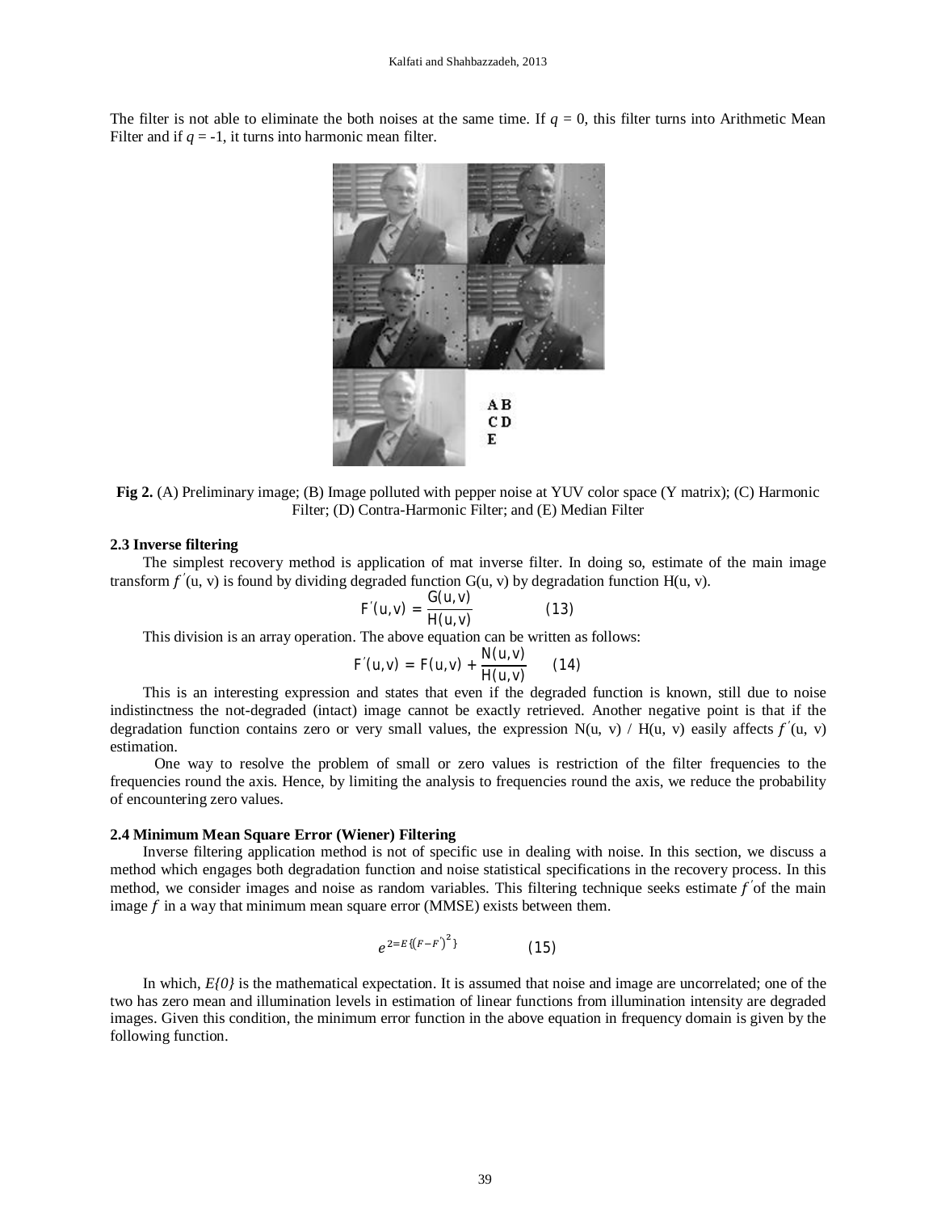The filter is not able to eliminate the both noises at the same time. If $q = 0$, this filter turns into Arithmetic Mean Filter and if $q = -1$, it turns into harmonic mean filter.

**Fig 2.** (A) Preliminary image; (B) Image polluted with pepper noise at YUV color space (Y matrix); (C) Harmonic Filter; (D) Contra-Harmonic Filter; and (E) Median Filter

### 2.3 Inverse filtering

The simplest recovery method is application of mat inverse filter. In doing so, estimate of the main image transform $f'(u, v)$ is found by dividing degraded function G(u, v) by degradation function H(u, v).

$$F'(u,v) = \frac{G(u,v)}{H(u,v)} \qquad (13)$$

This division is an array operation. The above equation can be written as follows:

$$F'(u,v) = F(u,v) + \frac{N(u,v)}{H(u,v)} \qquad (14)$$

This is an interesting expression and states that even if the degraded function is known, still due to noise indistinctness the not-degraded (intact) image cannot be exactly retrieved. Another negative point is that if the degradation function contains zero or very small values, the expression N(u, v) / H(u, v) easily affects $f'(u, v)$ estimation.

One way to resolve the problem of small or zero values is restriction of the filter frequencies to the frequencies round the axis. Hence, by limiting the analysis to frequencies round the axis, we reduce the probability of encountering zero values.

### 2.4 Minimum Mean Square Error (Wiener) Filtering

Inverse filtering application method is not of specific use in dealing with noise. In this section, we discuss a method which engages both degradation function and noise statistical specifications in the recovery process. In this method, we consider images and noise as random variables. This filtering technique seeks estimate $f'$ of the main image $f$ in a way that minimum mean square error (MMSE) exists between them.

$$e^{2=E\{(F-F')^2\}} \qquad (15)$$

In which, *E{0}* is the mathematical expectation. It is assumed that noise and image are uncorrelated; one of the two has zero mean and illumination levels in estimation of linear functions from illumination intensity are degraded images. Given this condition, the minimum error function in the above equation in frequency domain is given by the following function.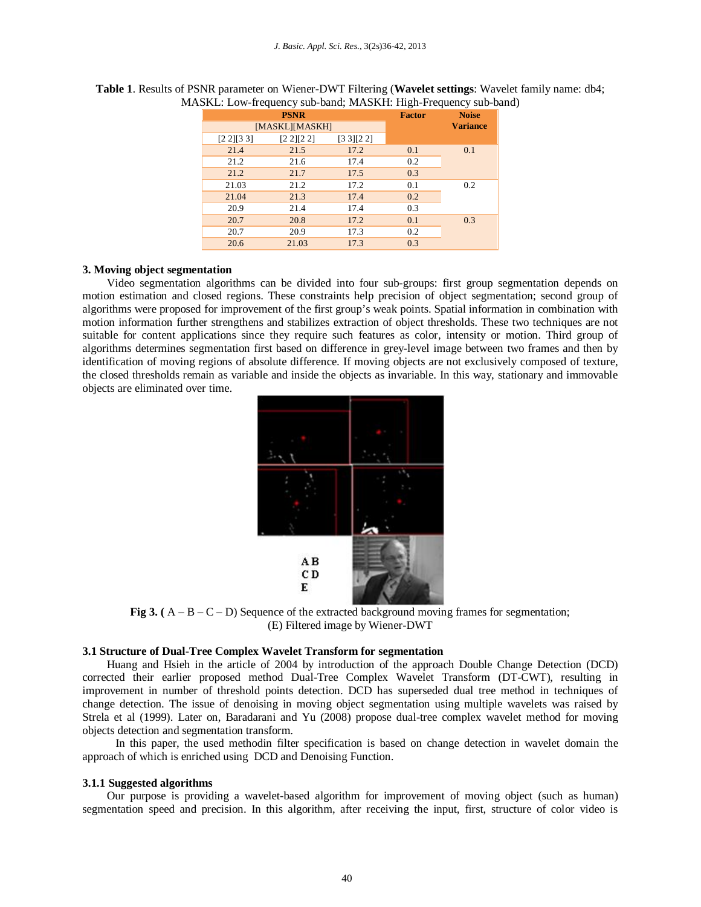**Table 1**. Results of PSNR parameter on Wiener-DWT Filtering (**Wavelet settings**: Wavelet family name: db4; MASKL: Low-frequency sub-band; MASKH: High-Frequency sub-band)

| PSNR | | | Factor | Noise Variance |
|---|---|---|---|---|
| [MASKL][MASKH] | | | | |
| [2 2][3 3] | [2 2][2 2] | [3 3][2 2] | | |
| 21.4 | 21.5 | 17.2 | 0.1 | 0.1 |
| 21.2 | 21.6 | 17.4 | 0.2 | |
| 21.2 | 21.7 | 17.5 | 0.3 | |
| 21.03 | 21.2 | 17.2 | 0.1 | 0.2 |
| 21.04 | 21.3 | 17.4 | 0.2 | |
| 20.9 | 21.4 | 17.4 | 0.3 | |
| 20.7 | 20.8 | 17.2 | 0.1 | 0.3 |
| 20.7 | 20.9 | 17.3 | 0.2 | |
| 20.6 | 21.03 | 17.3 | 0.3 | |

### 3. Moving object segmentation

Video segmentation algorithms can be divided into four sub-groups: first group segmentation depends on motion estimation and closed regions. These constraints help precision of object segmentation; second group of algorithms were proposed for improvement of the first group's weak points. Spatial information in combination with motion information further strengthens and stabilizes extraction of object thresholds. These two techniques are not suitable for content applications since they require such features as color, intensity or motion. Third group of algorithms determines segmentation first based on difference in grey-level image between two frames and then by identification of moving regions of absolute difference. If moving objects are not exclusively composed of texture, the closed thresholds remain as variable and inside the objects as invariable. In this way, stationary and immovable objects are eliminated over time.

**Fig 3. (** A – B – C – D) Sequence of the extracted background moving frames for segmentation; (E) Filtered image by Wiener-DWT

#### 3.1 Structure of Dual-Tree Complex Wavelet Transform for segmentation

Huang and Hsieh in the article of 2004 by introduction of the approach Double Change Detection (DCD) corrected their earlier proposed method Dual-Tree Complex Wavelet Transform (DT-CWT), resulting in improvement in number of threshold points detection. DCD has superseded dual tree method in techniques of change detection. The issue of denoising in moving object segmentation using multiple wavelets was raised by Strela et al (1999). Later on, Baradarani and Yu (2008) propose dual-tree complex wavelet method for moving objects detection and segmentation transform.

In this paper, the used methodin filter specification is based on change detection in wavelet domain the approach of which is enriched using DCD and Denoising Function.

#### 3.1.1 Suggested algorithms

Our purpose is providing a wavelet-based algorithm for improvement of moving object (such as human) segmentation speed and precision. In this algorithm, after receiving the input, first, structure of color video is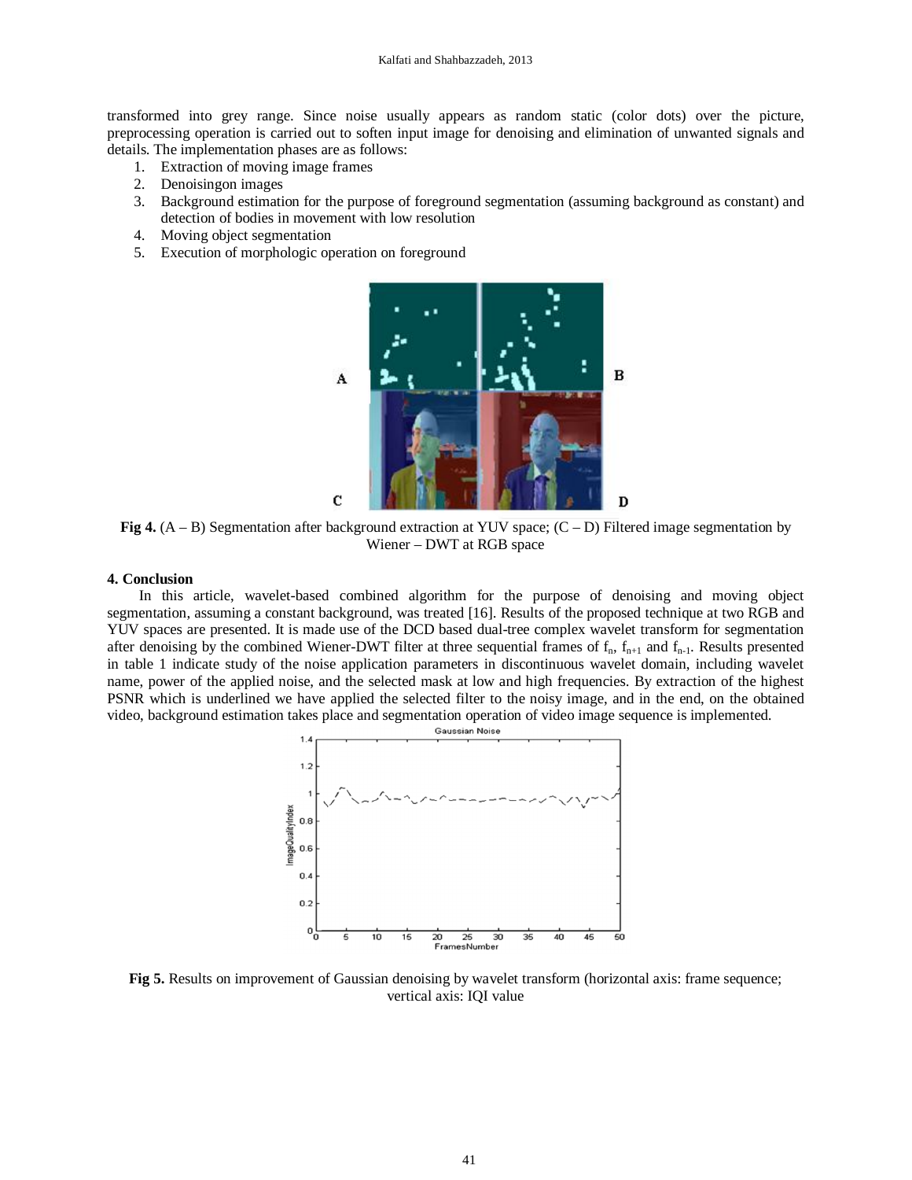transformed into grey range. Since noise usually appears as random static (color dots) over the picture, preprocessing operation is carried out to soften input image for denoising and elimination of unwanted signals and details. The implementation phases are as follows:

1. Extraction of moving image frames
2. Denoisingon images
3. Background estimation for the purpose of foreground segmentation (assuming background as constant) and detection of bodies in movement with low resolution
4. Moving object segmentation
5. Execution of morphologic operation on foreground

**Fig 4.** (A – B) Segmentation after background extraction at YUV space; (C – D) Filtered image segmentation by Wiener – DWT at RGB space

## 4. Conclusion

In this article, wavelet-based combined algorithm for the purpose of denoising and moving object segmentation, assuming a constant background, was treated [16]. Results of the proposed technique at two RGB and YUV spaces are presented. It is made use of the DCD based dual-tree complex wavelet transform for segmentation after denoising by the combined Wiener-DWT filter at three sequential frames of $f_n$, $f_{n+1}$ and $f_{n-1}$. Results presented in table 1 indicate study of the noise application parameters in discontinuous wavelet domain, including wavelet name, power of the applied noise, and the selected mask at low and high frequencies. By extraction of the highest PSNR which is underlined we have applied the selected filter to the noisy image, and in the end, on the obtained video, background estimation takes place and segmentation operation of video image sequence is implemented.

**Fig 5.** Results on improvement of Gaussian denoising by wavelet transform (horizontal axis: frame sequence; vertical axis: IQI value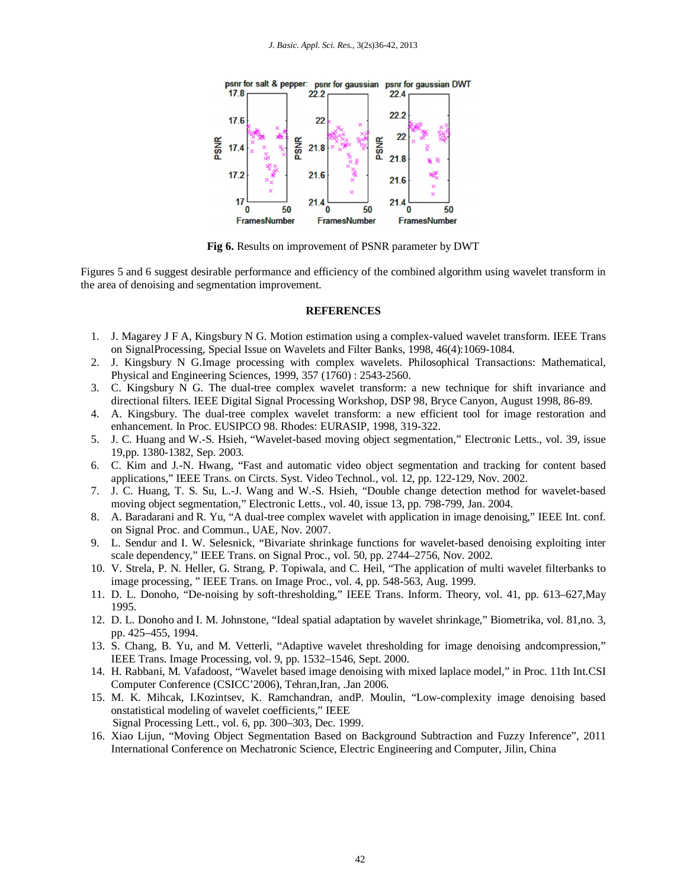psnr for salt & pepper:
17.8
17.6
17.4
17.2
17
PSNR
0
50
FramesNumber

psnr for gaussian
22.2
22
21.8
21.6
21.4
PSNR
0
50
FramesNumber

psnr for gaussian DWT
22.4
22.2
22
21.8
21.6
21.4
PSNR
0
50
FramesNumber

**Fig 6.** Results on improvement of PSNR parameter by DWT

Figures 5 and 6 suggest desirable performance and efficiency of the combined algorithm using wavelet transform in the area of denoising and segmentation improvement.

## REFERENCES

1. J. Magarey J F A, Kingsbury N G. Motion estimation using a complex-valued wavelet transform. IEEE Trans on SignalProcessing, Special Issue on Wavelets and Filter Banks, 1998, 46(4):1069-1084.
2. J. Kingsbury N G.Image processing with complex wavelets. Philosophical Transactions: Mathematical, Physical and Engineering Sciences, 1999, 357 (1760) : 2543-2560.
3. C. Kingsbury N G. The dual-tree complex wavelet transform: a new technique for shift invariance and directional filters. IEEE Digital Signal Processing Workshop, DSP 98, Bryce Canyon, August 1998, 86-89.
4. A. Kingsbury. The dual-tree complex wavelet transform: a new efficient tool for image restoration and enhancement. In Proc. EUSIPCO 98. Rhodes: EURASIP, 1998, 319-322.
5. J. C. Huang and W.-S. Hsieh, "Wavelet-based moving object segmentation," Electronic Letts., vol. 39, issue 19,pp. 1380-1382, Sep. 2003.
6. C. Kim and J.-N. Hwang, "Fast and automatic video object segmentation and tracking for content based applications," IEEE Trans. on Circts. Syst. Video Technol., vol. 12, pp. 122-129, Nov. 2002.
7. J. C. Huang, T. S. Su, L.-J. Wang and W.-S. Hsieh, "Double change detection method for wavelet-based moving object segmentation," Electronic Letts., vol. 40, issue 13, pp. 798-799, Jan. 2004.
8. A. Baradarani and R. Yu, "A dual-tree complex wavelet with application in image denoising," IEEE Int. conf. on Signal Proc. and Commun., UAE, Nov. 2007.
9. L. Sendur and I. W. Selesnick, "Bivariate shrinkage functions for wavelet-based denoising exploiting inter scale dependency," IEEE Trans. on Signal Proc., vol. 50, pp. 2744–2756, Nov. 2002.
10. V. Strela, P. N. Heller, G. Strang, P. Topiwala, and C. Heil, "The application of multi wavelet filterbanks to image processing, " IEEE Trans. on Image Proc., vol. 4, pp. 548-563, Aug. 1999.
11. D. L. Donoho, "De-noising by soft-thresholding," IEEE Trans. Inform. Theory, vol. 41, pp. 613–627,May 1995.
12. D. L. Donoho and I. M. Johnstone, "Ideal spatial adaptation by wavelet shrinkage," Biometrika, vol. 81,no. 3, pp. 425–455, 1994.
13. S. Chang, B. Yu, and M. Vetterli, "Adaptive wavelet thresholding for image denoising andcompression," IEEE Trans. Image Processing, vol. 9, pp. 1532–1546, Sept. 2000.
14. H. Rabbani, M. Vafadoost, "Wavelet based image denoising with mixed laplace model," in Proc. 11th Int.CSI Computer Conference (CSICC'2006), Tehran,Iran, .Jan 2006.
15. M. K. Mihcak, I.Kozintsev, K. Ramchandran, andP. Moulin, "Low-complexity image denoising based onstatistical modeling of wavelet coefficients," IEEE Signal Processing Lett., vol. 6, pp. 300–303, Dec. 1999.
16. Xiao Lijun, "Moving Object Segmentation Based on Background Subtraction and Fuzzy Inference", 2011 International Conference on Mechatronic Science, Electric Engineering and Computer, Jilin, China